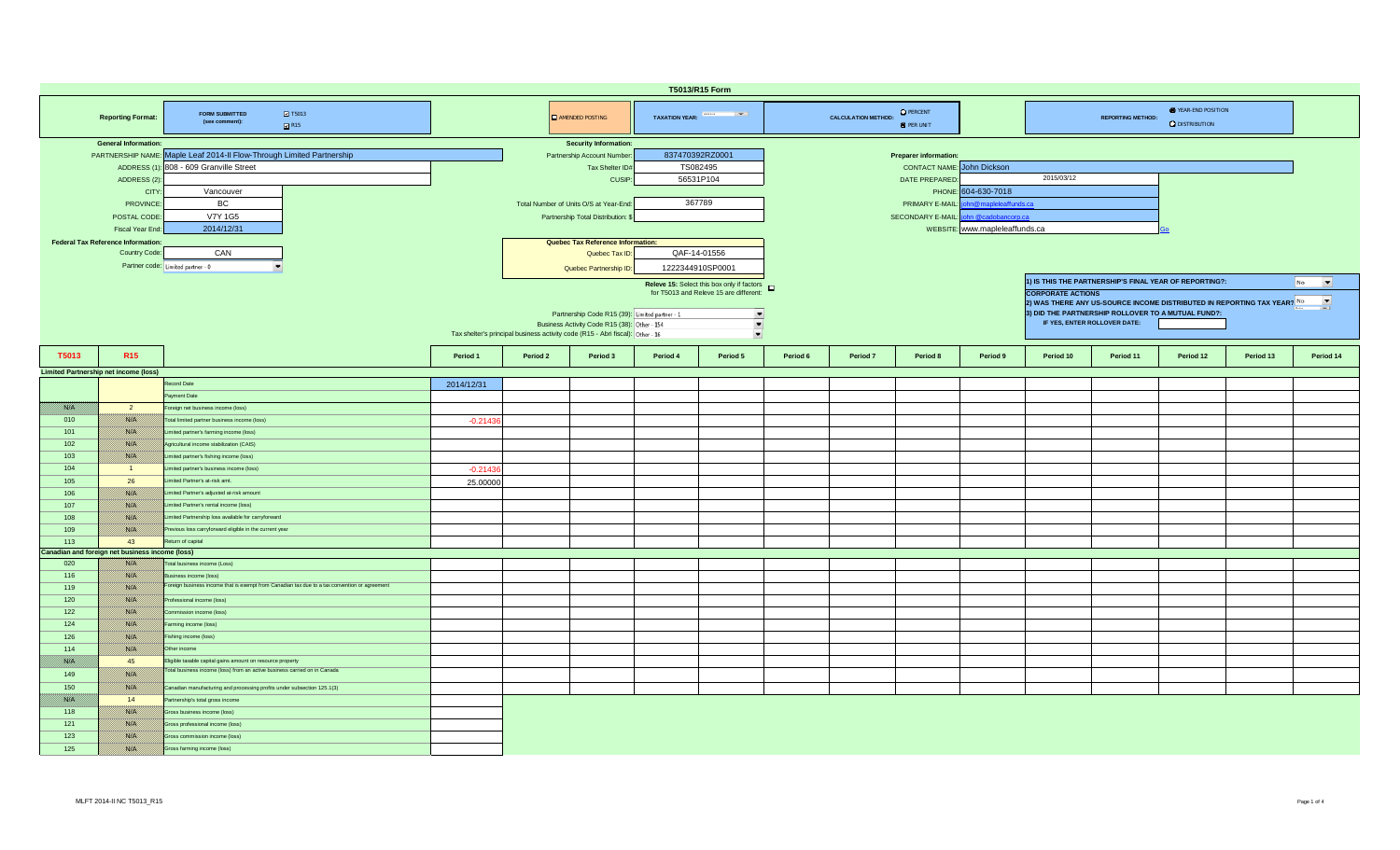# T5013/R15 Form

| Reporting Format: | FORM SUBMITTED (see comment): ☑ T5013 ☑ R15 | ☐ AMENDED POSTING | TAXATION YEAR: | CALCULATION METHOD: ○ PERCENT ● PER UNIT | REPORTING METHOD: ● YEAR-END POSITION ○ DISTRIBUTION |
|---|---|---|---|---|---|

**General Information:**

- PARTNERSHIP NAME: Maple Leaf 2014-II Flow-Through Limited Partnership
- ADDRESS (1): 808 - 609 Granville Street
- ADDRESS (2):
- CITY: Vancouver
- PROVINCE: BC
- POSTAL CODE: V7Y 1G5
- Fiscal Year End: 2014/12/31

**Security Information:**

- Partnership Account Number: 837470392RZ0001
- Tax Shelter ID#: TS082495
- CUSIP: 56531P104
- Total Number of Units O/S at Year-End: 367789
- Partnership Total Distribution: $

**Preparer information:**

- CONTACT NAME: John Dickson
- DATE PREPARED: 2015/03/12
- PHONE: 604-630-7018
- PRIMARY E-MAIL: john@mapleleaffunds.ca
- SECONDARY E-MAIL: john@cadobancorp.ca
- WEBSITE: www.mapleleaffunds.ca Go

**Federal Tax Reference Information:**

- Country Code: CAN
- Partner code: Limited partner - 0

**Quebec Tax Reference Information:**

- Quebec Tax ID: QAF-14-01556
- Quebec Partnership ID: 1222344910SP0001

Releve 15: Select this box only if factors for T5013 and Releve 15 are different: ☐

- Partnership Code R15 (39): Limited partner - 1
- Business Activity Code R15 (38): Other - 154
- Tax shelter's principal business activity code (R15 - Abri fiscal): Other - 16

1) IS THIS THE PARTNERSHIP'S FINAL YEAR OF REPORTING?: No

**CORPORATE ACTIONS**

2) WAS THERE ANY US-SOURCE INCOME DISTRIBUTED IN REPORTING TAX YEAR? No

3) DID THE PARTNERSHIP ROLLOVER TO A MUTUAL FUND?:
IF YES, ENTER ROLLOVER DATE:

| T5013 | R15 | | Period 1 | Period 2 | Period 3 | Period 4 | Period 5 | Period 6 | Period 7 | Period 8 | Period 9 | Period 10 | Period 11 | Period 12 | Period 13 | Period 14 |
|---|---|---|---|---|---|---|---|---|---|---|---|---|---|---|---|---|
| **Limited Partnership net income (loss)** | | | | | | | | | | | | | | | | |
| | | Record Date | 2014/12/31 | | | | | | | | | | | | | |
| | | Payment Date | | | | | | | | | | | | | | |
| N/A | 2 | Foreign net business income (loss) | | | | | | | | | | | | | | |
| 010 | N/A | Total limited partner business income (loss) | -0.21436 | | | | | | | | | | | | | |
| 101 | N/A | Limited partner's farming income (loss) | | | | | | | | | | | | | | |
| 102 | N/A | Agricultural income stabilization (CAIS) | | | | | | | | | | | | | | |
| 103 | N/A | Limited partner's fishing income (loss) | | | | | | | | | | | | | | |
| 104 | 1 | Limited partner's business income (loss) | -0.21436 | | | | | | | | | | | | | |
| 105 | 26 | Limited Partner's at-risk amt. | 25.00000 | | | | | | | | | | | | | |
| 106 | N/A | Limited Partner's adjusted at-risk amount | | | | | | | | | | | | | | |
| 107 | N/A | Limited Partner's rental income (loss) | | | | | | | | | | | | | | |
| 108 | N/A | Limited Partnership loss available for carryforward | | | | | | | | | | | | | | |
| 109 | N/A | Previous loss carryforward eligible in the current year | | | | | | | | | | | | | | |
| 113 | 43 | Return of capital | | | | | | | | | | | | | | |
| **Canadian and foreign net business income (loss)** | | | | | | | | | | | | | | | | |
| 020 | N/A | Total business income (Loss) | | | | | | | | | | | | | | |
| 116 | N/A | Business income (loss) | | | | | | | | | | | | | | |
| 119 | N/A | Foreign business income that is exempt from Canadian tax due to a tax convention or agreement | | | | | | | | | | | | | | |
| 120 | N/A | Professional income (loss) | | | | | | | | | | | | | | |
| 122 | N/A | Commission income (loss) | | | | | | | | | | | | | | |
| 124 | N/A | Farming income (loss) | | | | | | | | | | | | | | |
| 126 | N/A | Fishing income (loss) | | | | | | | | | | | | | | |
| 114 | N/A | Other income | | | | | | | | | | | | | | |
| N/A | 45 | Eligible taxable capital gains amount on resource property | | | | | | | | | | | | | | |
| 149 | N/A | Total business income (loss) from an active business carried on in Canada | | | | | | | | | | | | | | |
| 150 | N/A | Canadian manufacturing and processing profits under subsection 125.1(3) | | | | | | | | | | | | | | |
| N/A | 14 | Partnership's total gross income | | | | | | | | | | | | | | |
| 118 | N/A | Gross business income (loss) | | | | | | | | | | | | | | |
| 121 | N/A | Gross professional income (loss) | | | | | | | | | | | | | | |
| 123 | N/A | Gross commission income (loss) | | | | | | | | | | | | | | |
| 125 | N/A | Gross farming income (loss) | | | | | | | | | | | | | | |

MLFT 2014-II NC T5013_R15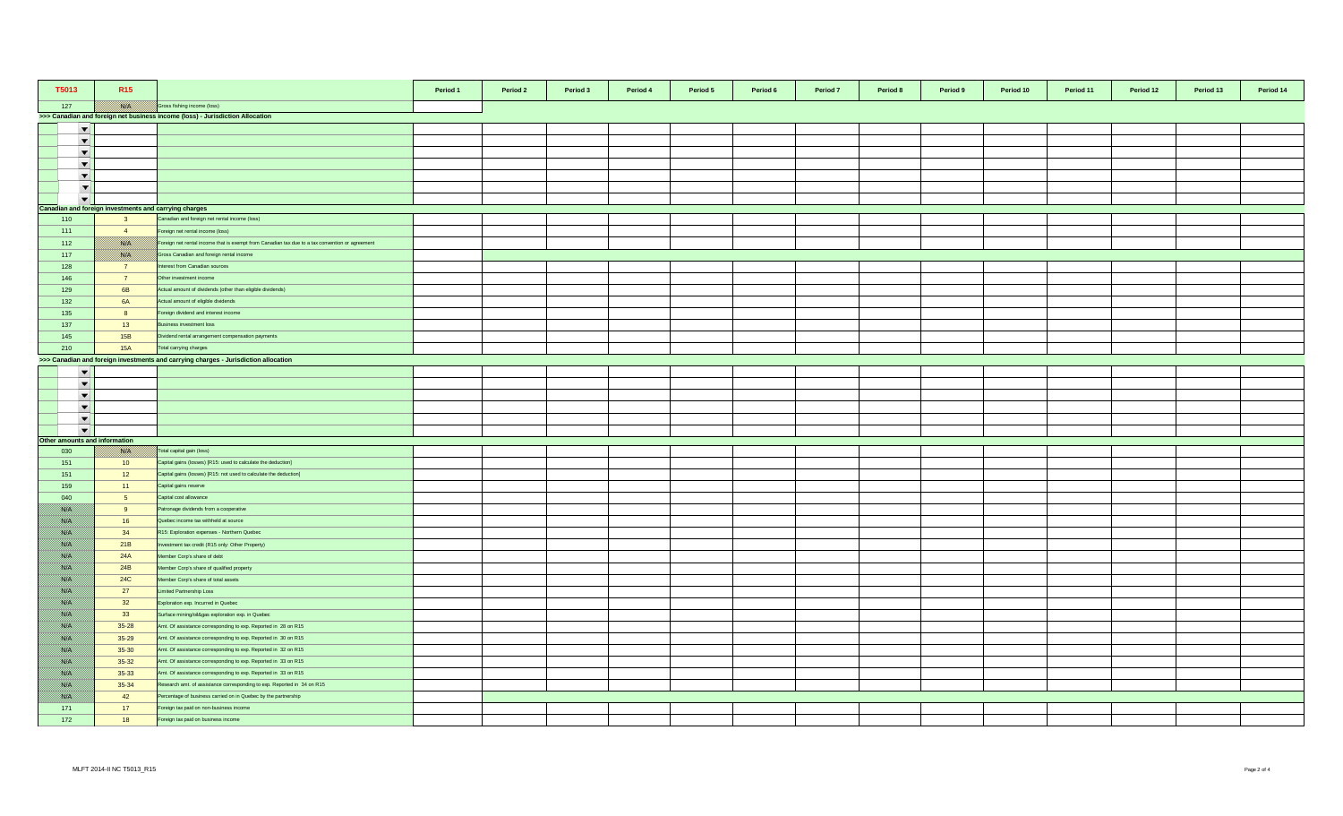| T5013 | R15 | | Period 1 | Period 2 | Period 3 | Period 4 | Period 5 | Period 6 | Period 7 | Period 8 | Period 9 | Period 10 | Period 11 | Period 12 | Period 13 | Period 14 |
|---|---|---|---|---|---|---|---|---|---|---|---|---|---|---|---|---|
| 127 | N/A | Gross fishing income (loss) | | | | | | | | | | | | | | |
| >>> Canadian and foreign net business income (loss) - Jurisdiction Allocation | | | | | | | | | | | | | | | | |
| | | | | | | | | | | | | | | | | |
| | | | | | | | | | | | | | | | | |
| | | | | | | | | | | | | | | | | |
| | | | | | | | | | | | | | | | | |
| | | | | | | | | | | | | | | | | |
| | | | | | | | | | | | | | | | | |
| | | | | | | | | | | | | | | | | |
| **Canadian and foreign investments and carrying charges** | | | | | | | | | | | | | | | | |
| 110 | 3 | Canadian and foreign net rental income (loss) | | | | | | | | | | | | | | |
| 111 | 4 | Foreign net rental income (loss) | | | | | | | | | | | | | | |
| 112 | N/A | Foreign net rental income that is exempt from Canadian tax due to a tax convention or agreement | | | | | | | | | | | | | | |
| 117 | N/A | Gross Canadian and foreign rental income | | | | | | | | | | | | | | |
| 128 | 7 | Interest from Canadian sources | | | | | | | | | | | | | | |
| 146 | 7 | Other investment income | | | | | | | | | | | | | | |
| 129 | 6B | Actual amount of dividends (other than eligible dividends) | | | | | | | | | | | | | | |
| 132 | 6A | Actual amount of eligible dividends | | | | | | | | | | | | | | |
| 135 | 8 | Foreign dividend and interest income | | | | | | | | | | | | | | |
| 137 | 13 | Business investment loss | | | | | | | | | | | | | | |
| 145 | 15B | Dividend rental arrangement compensation payments | | | | | | | | | | | | | | |
| 210 | 15A | Total carrying charges | | | | | | | | | | | | | | |
| >>> Canadian and foreign investments and carrying charges - Jurisdiction allocation | | | | | | | | | | | | | | | | |
| | | | | | | | | | | | | | | | | |
| | | | | | | | | | | | | | | | | |
| | | | | | | | | | | | | | | | | |
| | | | | | | | | | | | | | | | | |
| | | | | | | | | | | | | | | | | |
| | | | | | | | | | | | | | | | | |
| **Other amounts and information** | | | | | | | | | | | | | | | | |
| 030 | N/A | Total capital gain (loss) | | | | | | | | | | | | | | |
| 151 | 10 | Capital gains (losses) [R15: used to calculate the deduction] | | | | | | | | | | | | | | |
| 151 | 12 | Capital gains (losses) [R15: not used to calculate the deduction] | | | | | | | | | | | | | | |
| 159 | 11 | Capital gains reserve | | | | | | | | | | | | | | |
| 040 | 5 | Capital cost allowance | | | | | | | | | | | | | | |
| N/A | 9 | Patronage dividends from a cooperative | | | | | | | | | | | | | | |
| N/A | 16 | Quebec income tax withheld at source | | | | | | | | | | | | | | |
| N/A | 34 | R15: Exploration expenses - Northern Quebec | | | | | | | | | | | | | | |
| N/A | 21B | Investment tax credit (R15 only: Other Property) | | | | | | | | | | | | | | |
| N/A | 24A | Member Corp's share of debt | | | | | | | | | | | | | | |
| N/A | 24B | Member Corp's share of qualified property | | | | | | | | | | | | | | |
| N/A | 24C | Member Corp's share of total assets | | | | | | | | | | | | | | |
| N/A | 27 | Limited Partnership Loss | | | | | | | | | | | | | | |
| N/A | 32 | Exploration exp. Incurred in Quebec | | | | | | | | | | | | | | |
| N/A | 33 | Surface mining/oil&gas exploration exp. in Quebec | | | | | | | | | | | | | | |
| N/A | 35-28 | Amt. Of assistance corresponding to exp. Reported in 28 on R15 | | | | | | | | | | | | | | |
| N/A | 35-29 | Amt. Of assistance corresponding to exp. Reported in 30 on R15 | | | | | | | | | | | | | | |
| N/A | 35-30 | Amt. Of assistance corresponding to exp. Reported in 32 on R15 | | | | | | | | | | | | | | |
| N/A | 35-32 | Amt. Of assistance corresponding to exp. Reported in 33 on R15 | | | | | | | | | | | | | | |
| N/A | 35-33 | Amt. Of assistance corresponding to exp. Reported in 33 on R15 | | | | | | | | | | | | | | |
| N/A | 35-34 | Research amt. of assistance corresponding to exp. Reported in 34 on R15 | | | | | | | | | | | | | | |
| N/A | 42 | Percentage of business carried on in Quebec by the partnership | | | | | | | | | | | | | | |
| 171 | 17 | Foreign tax paid on non-business income | | | | | | | | | | | | | | |
| 172 | 18 | Foreign tax paid on business income | | | | | | | | | | | | | | |

MLFT 2014-II NC T5013_R15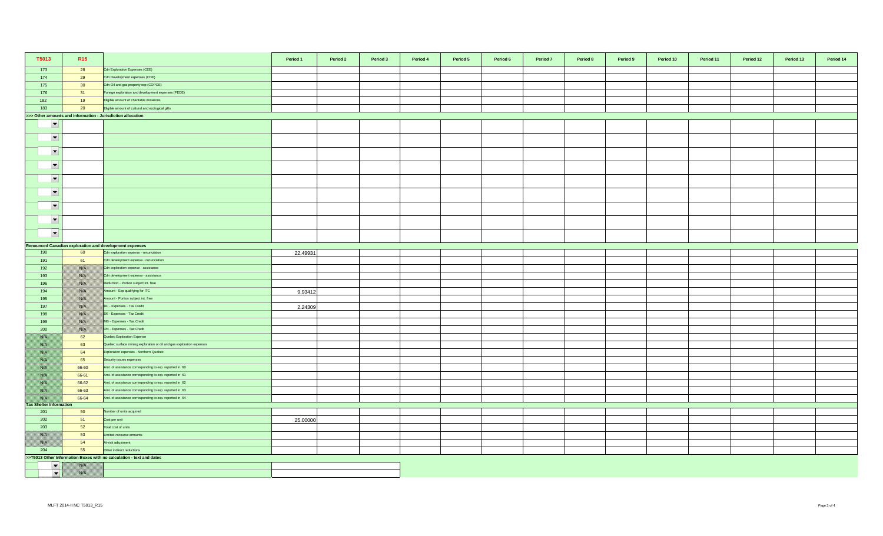| T5013 | R15 | | Period 1 | Period 2 | Period 3 | Period 4 | Period 5 | Period 6 | Period 7 | Period 8 | Period 9 | Period 10 | Period 11 | Period 12 | Period 13 | Period 14 |
|---|---|---|---|---|---|---|---|---|---|---|---|---|---|---|---|---|
| 173 | 28 | Cdn Exploration Expenses (CEE) | | | | | | | | | | | | | | |
| 174 | 29 | Cdn Development expenses (CDE) | | | | | | | | | | | | | | |
| 175 | 30 | Cdn Oil and gas property exp (COPGE) | | | | | | | | | | | | | | |
| 176 | 31 | Foreign exploration and development expenses (FEDE) | | | | | | | | | | | | | | |
| 182 | 19 | Eligible amount of charitable donations | | | | | | | | | | | | | | |
| 183 | 20 | Eligible amount of cultural and ecological gifts | | | | | | | | | | | | | | |
| **>>> Other amounts and information - Jurisdiction allocation** | | | | | | | | | | | | | | | | |
| | | | | | | | | | | | | | | | | |
| | | | | | | | | | | | | | | | | |
| | | | | | | | | | | | | | | | | |
| | | | | | | | | | | | | | | | | |
| | | | | | | | | | | | | | | | | |
| | | | | | | | | | | | | | | | | |
| | | | | | | | | | | | | | | | | |
| | | | | | | | | | | | | | | | | |
| | | | | | | | | | | | | | | | | |
| **Renounced Canadian exploration and development expenses** | | | | | | | | | | | | | | | | |
| 190 | 60 | Cdn exploration expense - renunciation | 22.49931 | | | | | | | | | | | | | |
| 191 | 61 | Cdn development expense - renunciation | | | | | | | | | | | | | | |
| 192 | N/A | Cdn exploration expense - assistance | | | | | | | | | | | | | | |
| 193 | N/A | Cdn development expense - assistance | | | | | | | | | | | | | | |
| 196 | N/A | Reduction - Portion subject int. free | | | | | | | | | | | | | | |
| 194 | N/A | Amount - Exp qualifying for ITC | 9.93412 | | | | | | | | | | | | | |
| 195 | N/A | Amount - Portion subject int. free | | | | | | | | | | | | | | |
| 197 | N/A | BC - Expenses - Tax Credit | 2.24309 | | | | | | | | | | | | | |
| 198 | N/A | SK - Expenses - Tax Credit | | | | | | | | | | | | | | |
| 199 | N/A | MB - Expenses - Tax Credit | | | | | | | | | | | | | | |
| 200 | N/A | ON - Expenses - Tax Credit | | | | | | | | | | | | | | |
| N/A | 62 | Quebec Exploration Expense | | | | | | | | | | | | | | |
| N/A | 63 | Quebec surface mining exploration or oil and gas exploration expenses | | | | | | | | | | | | | | |
| N/A | 64 | Exploration expenses - Northern Quebec | | | | | | | | | | | | | | |
| N/A | 65 | Security issues expenses | | | | | | | | | | | | | | |
| N/A | 66-60 | Amt. of assistance corresponding to exp. reported in 60 | | | | | | | | | | | | | | |
| N/A | 66-61 | Amt. of assistance corresponding to exp. reported in 61 | | | | | | | | | | | | | | |
| N/A | 66-62 | Amt. of assistance corresponding to exp. reported in 62 | | | | | | | | | | | | | | |
| N/A | 66-63 | Amt. of assistance corresponding to exp. reported in 63 | | | | | | | | | | | | | | |
| N/A | 66-64 | Amt. of assistance corresponding to exp. reported in 64 | | | | | | | | | | | | | | |
| **Tax Shelter Information** | | | | | | | | | | | | | | | | |
| 201 | 50 | Number of units acquired | | | | | | | | | | | | | | |
| 202 | 51 | Cost per unit | 25.00000 | | | | | | | | | | | | | |
| 203 | 52 | Total cost of units | | | | | | | | | | | | | | |
| N/A | 53 | Limited-recourse amounts | | | | | | | | | | | | | | |
| N/A | 54 | At-risk adjustment | | | | | | | | | | | | | | |
| 204 | 55 | Other indirect reductions | | | | | | | | | | | | | | |
| **>>T5013 Other Information Boxes with no calculation - text and dates** | | | | | | | | | | | | | | | | |
| | N/A | | | | | | | | | | | | | | | |
| | N/A | | | | | | | | | | | | | | | |

MLFT 2014-II NC T5013_R15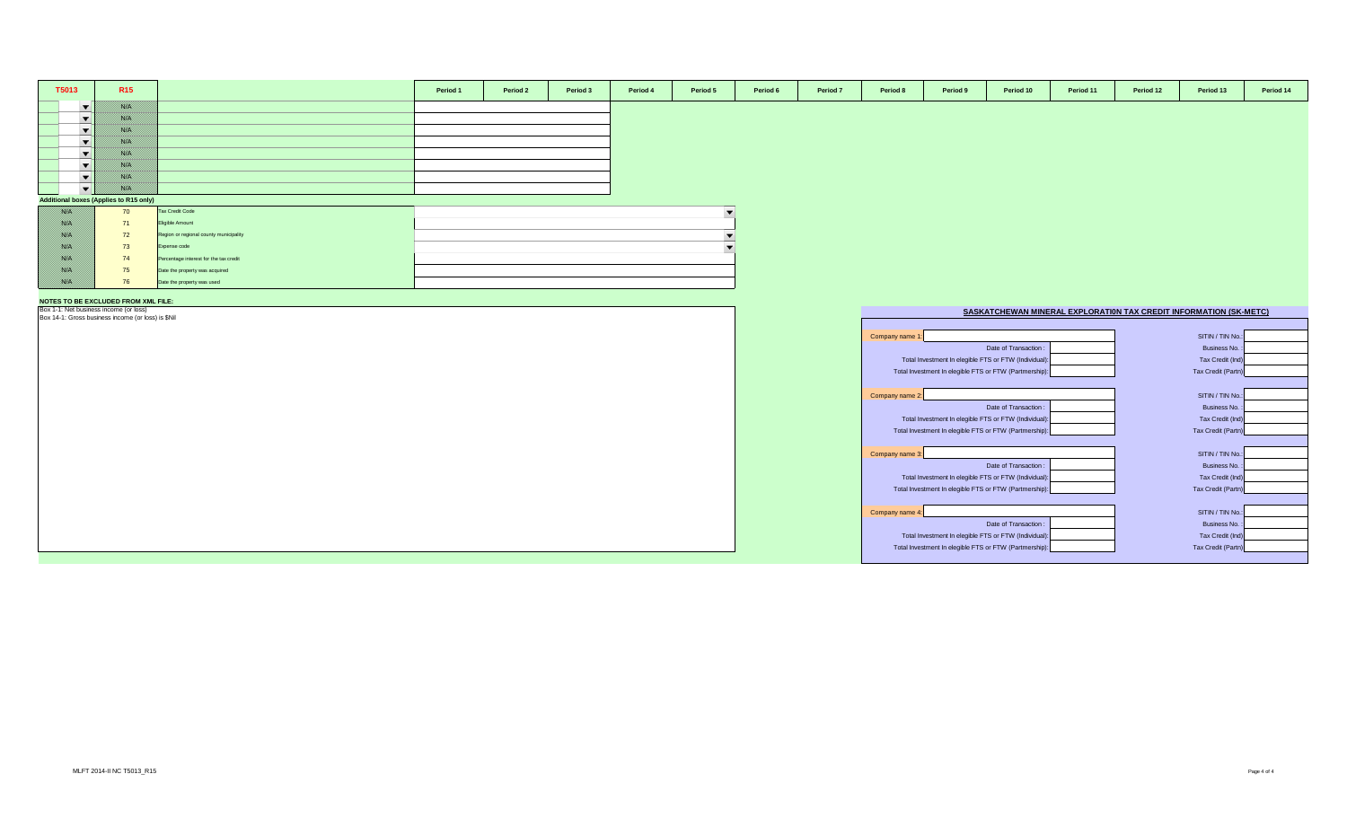| T5013 | R15 | | Period 1 | Period 2 | Period 3 | Period 4 | Period 5 | Period 6 | Period 7 | Period 8 | Period 9 | Period 10 | Period 11 | Period 12 | Period 13 | Period 14 |
|---|---|---|---|---|---|---|---|---|---|---|---|---|---|---|---|---|
| | N/A | | | | | | | | | | | | | | | |
| | N/A | | | | | | | | | | | | | | | |
| | N/A | | | | | | | | | | | | | | | |
| | N/A | | | | | | | | | | | | | | | |
| | N/A | | | | | | | | | | | | | | | |
| | N/A | | | | | | | | | | | | | | | |
| | N/A | | | | | | | | | | | | | | | |
| | N/A | | | | | | | | | | | | | | | |

**Additional boxes (Applies to R15 only)**

| | | | |
|---|---|---|---|
| N/A | 70 | Tax Credit Code | |
| N/A | 71 | Eligible Amount | |
| N/A | 72 | Region or regional county municipality | |
| N/A | 73 | Expense code | |
| N/A | 74 | Percentage interest for the tax credit | |
| N/A | 75 | Date the property was acquired | |
| N/A | 76 | Date the property was used | |

**NOTES TO BE EXCLUDED FROM XML FILE:**

Box 1-1: Net business income (or loss)
Box 14-1: Gross business income (or loss) is $Nil

**SASKATCHEWAN MINERAL EXPLORATION TAX CREDIT INFORMATION (SK-METC)**

Company name 1: SIT/N / TIN No.:
Date of Transaction : Business No. :
Total Investment In elegible FTS or FTW (Individual): Tax Credit (Ind)
Total Investment In elegible FTS or FTW (Partnership): Tax Credit (Partn)

Company name 2: SIT/N / TIN No.:
Date of Transaction : Business No. :
Total Investment In elegible FTS or FTW (Individual): Tax Credit (Ind)
Total Investment In elegible FTS or FTW (Partnership): Tax Credit (Partn)

Company name 3: SIT/N / TIN No.:
Date of Transaction : Business No. :
Total Investment In elegible FTS or FTW (Individual): Tax Credit (Ind)
Total Investment In elegible FTS or FTW (Partnership): Tax Credit (Partn)

Company name 4: SIT/N / TIN No.:
Date of Transaction : Business No. :
Total Investment In elegible FTS or FTW (Individual): Tax Credit (Ind)
Total Investment In elegible FTS or FTW (Partnership): Tax Credit (Partn)

MLFT 2014-II NC T5013_R15